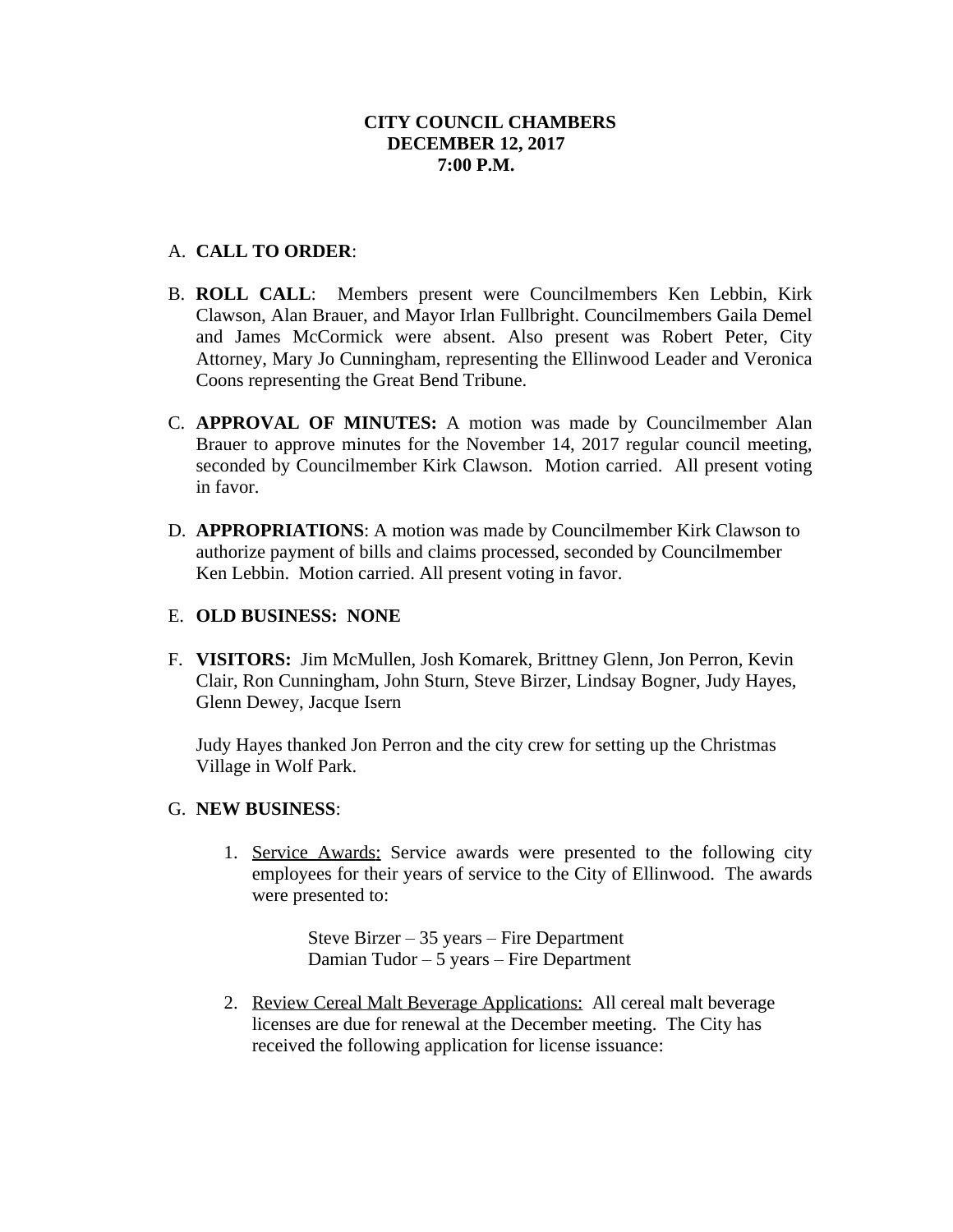**CITY COUNCIL CHAMBERS**
**DECEMBER 12, 2017**
**7:00 P.M.**

A. **CALL TO ORDER**:

B. **ROLL CALL**: Members present were Councilmembers Ken Lebbin, Kirk Clawson, Alan Brauer, and Mayor Irlan Fullbright. Councilmembers Gaila Demel and James McCormick were absent. Also present was Robert Peter, City Attorney, Mary Jo Cunningham, representing the Ellinwood Leader and Veronica Coons representing the Great Bend Tribune.

C. **APPROVAL OF MINUTES:** A motion was made by Councilmember Alan Brauer to approve minutes for the November 14, 2017 regular council meeting, seconded by Councilmember Kirk Clawson. Motion carried. All present voting in favor.

D. **APPROPRIATIONS**: A motion was made by Councilmember Kirk Clawson to authorize payment of bills and claims processed, seconded by Councilmember Ken Lebbin. Motion carried. All present voting in favor.

E. **OLD BUSINESS: NONE**

F. **VISITORS:** Jim McMullen, Josh Komarek, Brittney Glenn, Jon Perron, Kevin Clair, Ron Cunningham, John Sturn, Steve Birzer, Lindsay Bogner, Judy Hayes, Glenn Dewey, Jacque Isern

   Judy Hayes thanked Jon Perron and the city crew for setting up the Christmas Village in Wolf Park.

G. **NEW BUSINESS**:

   1. Service Awards: Service awards were presented to the following city employees for their years of service to the City of Ellinwood. The awards were presented to:

      Steve Birzer – 35 years – Fire Department
      Damian Tudor – 5 years – Fire Department

   2. Review Cereal Malt Beverage Applications: All cereal malt beverage licenses are due for renewal at the December meeting. The City has received the following application for license issuance: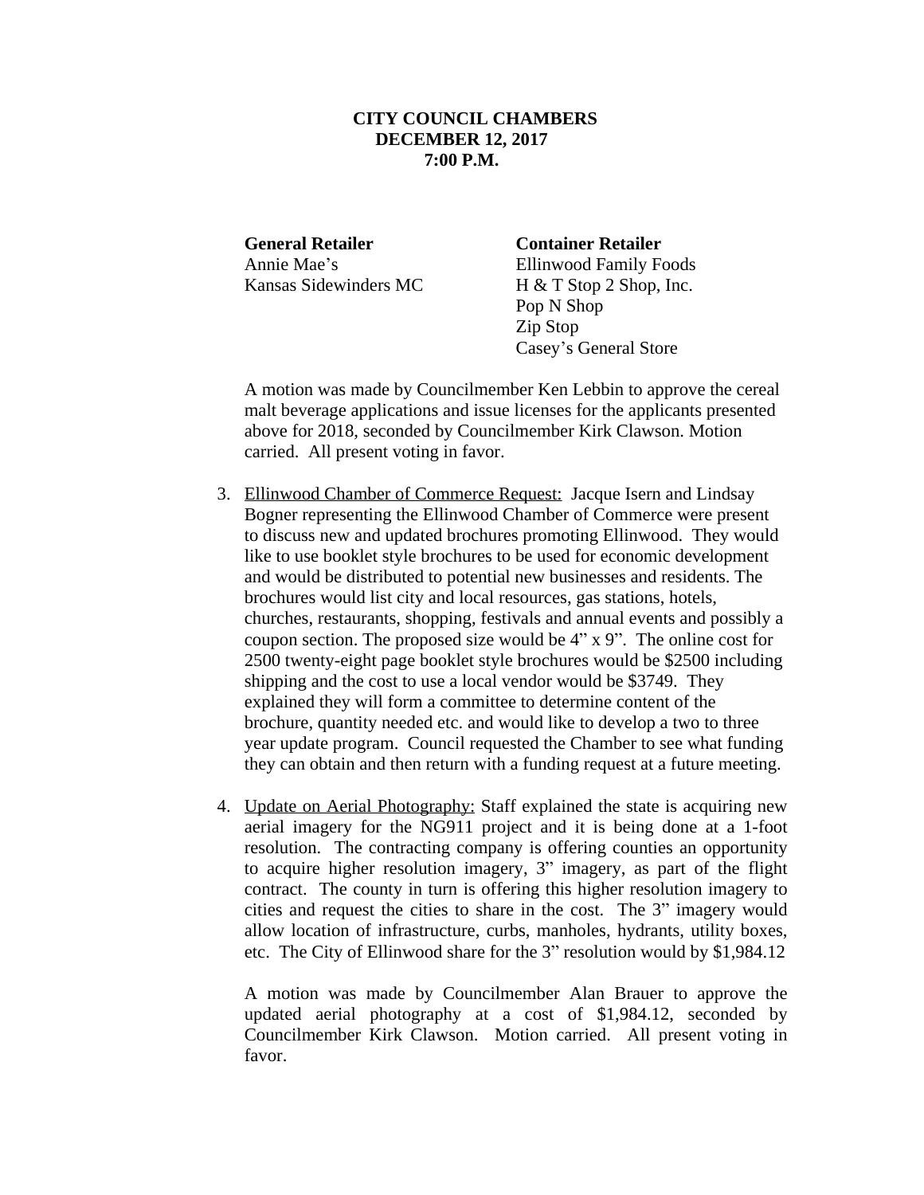**CITY COUNCIL CHAMBERS**
**DECEMBER 12, 2017**
**7:00 P.M.**

| **General Retailer** | **Container Retailer** |
|---|---|
| Annie Mae's | Ellinwood Family Foods |
| Kansas Sidewinders MC | H & T Stop 2 Shop, Inc. |
| | Pop N Shop |
| | Zip Stop |
| | Casey's General Store |

A motion was made by Councilmember Ken Lebbin to approve the cereal malt beverage applications and issue licenses for the applicants presented above for 2018, seconded by Councilmember Kirk Clawson. Motion carried. All present voting in favor.

3. Ellinwood Chamber of Commerce Request: Jacque Isern and Lindsay Bogner representing the Ellinwood Chamber of Commerce were present to discuss new and updated brochures promoting Ellinwood. They would like to use booklet style brochures to be used for economic development and would be distributed to potential new businesses and residents. The brochures would list city and local resources, gas stations, hotels, churches, restaurants, shopping, festivals and annual events and possibly a coupon section. The proposed size would be 4" x 9". The online cost for 2500 twenty-eight page booklet style brochures would be $2500 including shipping and the cost to use a local vendor would be $3749. They explained they will form a committee to determine content of the brochure, quantity needed etc. and would like to develop a two to three year update program. Council requested the Chamber to see what funding they can obtain and then return with a funding request at a future meeting.

4. Update on Aerial Photography: Staff explained the state is acquiring new aerial imagery for the NG911 project and it is being done at a 1-foot resolution. The contracting company is offering counties an opportunity to acquire higher resolution imagery, 3" imagery, as part of the flight contract. The county in turn is offering this higher resolution imagery to cities and request the cities to share in the cost. The 3" imagery would allow location of infrastructure, curbs, manholes, hydrants, utility boxes, etc. The City of Ellinwood share for the 3" resolution would by $1,984.12

   A motion was made by Councilmember Alan Brauer to approve the updated aerial photography at a cost of $1,984.12, seconded by Councilmember Kirk Clawson. Motion carried. All present voting in favor.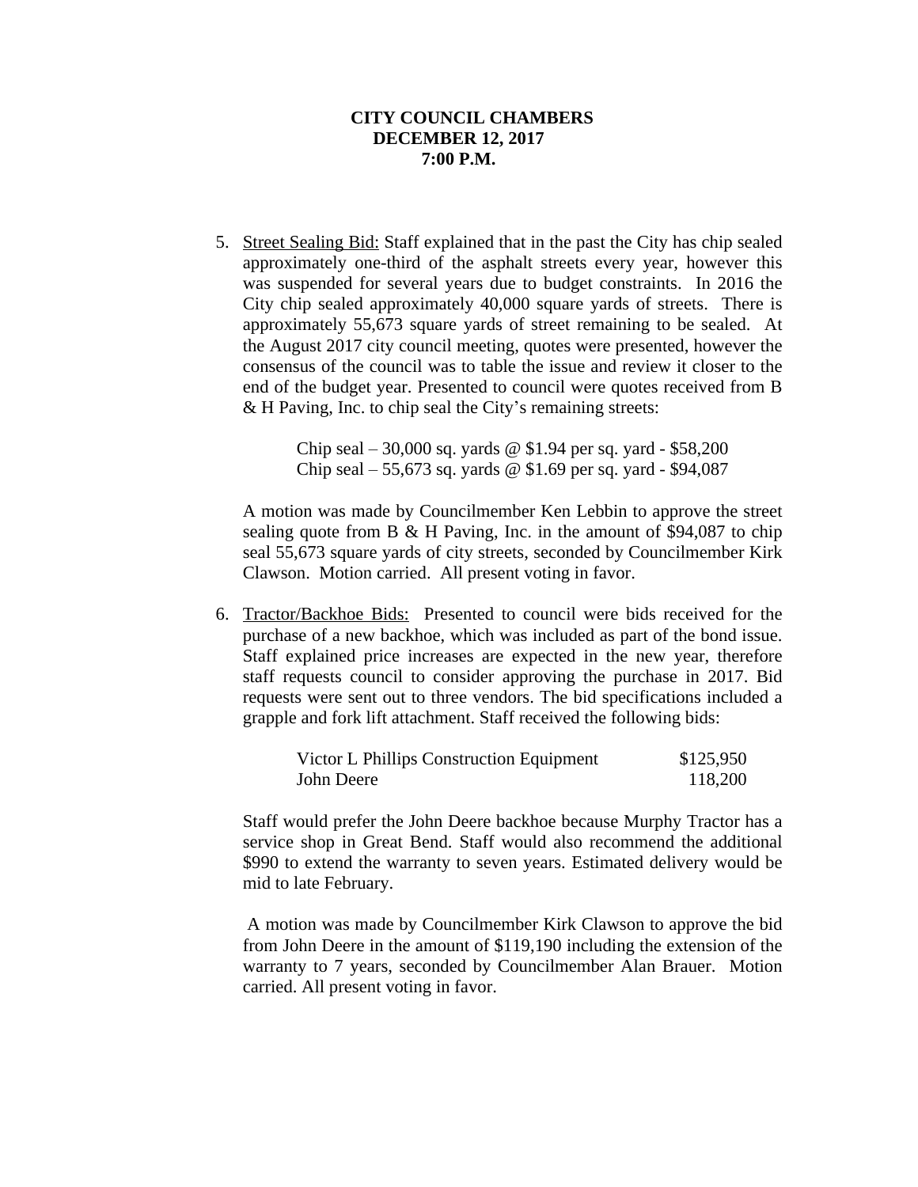**CITY COUNCIL CHAMBERS**
**DECEMBER 12, 2017**
**7:00 P.M.**

5. Street Sealing Bid: Staff explained that in the past the City has chip sealed approximately one-third of the asphalt streets every year, however this was suspended for several years due to budget constraints. In 2016 the City chip sealed approximately 40,000 square yards of streets. There is approximately 55,673 square yards of street remaining to be sealed. At the August 2017 city council meeting, quotes were presented, however the consensus of the council was to table the issue and review it closer to the end of the budget year. Presented to council were quotes received from B & H Paving, Inc. to chip seal the City's remaining streets:

   Chip seal – 30,000 sq. yards @ $1.94 per sq. yard - $58,200
   Chip seal – 55,673 sq. yards @ $1.69 per sq. yard - $94,087

   A motion was made by Councilmember Ken Lebbin to approve the street sealing quote from B & H Paving, Inc. in the amount of $94,087 to chip seal 55,673 square yards of city streets, seconded by Councilmember Kirk Clawson. Motion carried. All present voting in favor.

6. Tractor/Backhoe Bids: Presented to council were bids received for the purchase of a new backhoe, which was included as part of the bond issue. Staff explained price increases are expected in the new year, therefore staff requests council to consider approving the purchase in 2017. Bid requests were sent out to three vendors. The bid specifications included a grapple and fork lift attachment. Staff received the following bids:

   | | |
   |---|---|
   | Victor L Phillips Construction Equipment | $125,950 |
   | John Deere | 118,200 |

   Staff would prefer the John Deere backhoe because Murphy Tractor has a service shop in Great Bend. Staff would also recommend the additional $990 to extend the warranty to seven years. Estimated delivery would be mid to late February.

   A motion was made by Councilmember Kirk Clawson to approve the bid from John Deere in the amount of $119,190 including the extension of the warranty to 7 years, seconded by Councilmember Alan Brauer. Motion carried. All present voting in favor.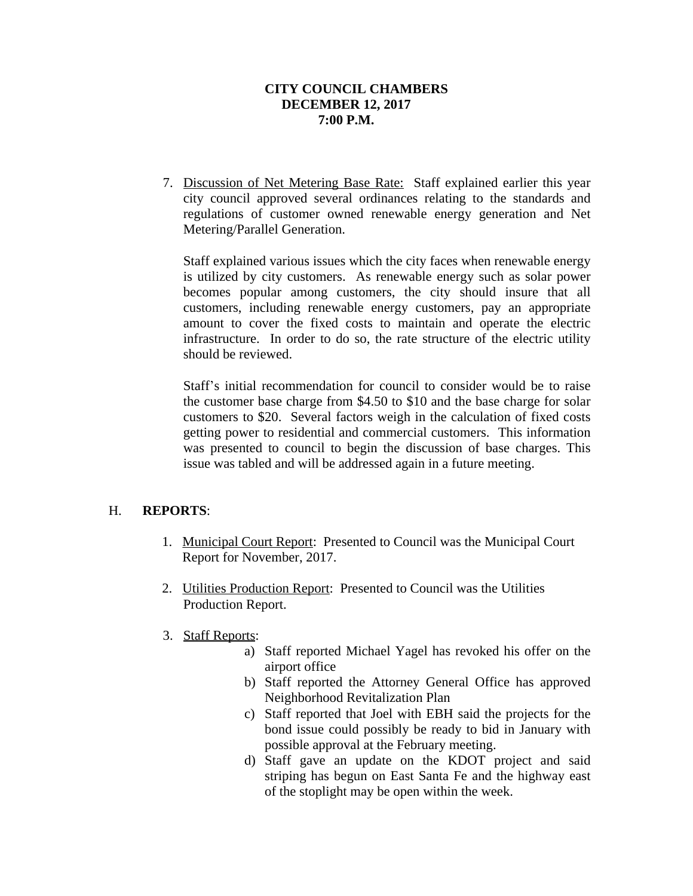**CITY COUNCIL CHAMBERS**
**DECEMBER 12, 2017**
**7:00 P.M.**

7. Discussion of Net Metering Base Rate: Staff explained earlier this year city council approved several ordinances relating to the standards and regulations of customer owned renewable energy generation and Net Metering/Parallel Generation.

   Staff explained various issues which the city faces when renewable energy is utilized by city customers. As renewable energy such as solar power becomes popular among customers, the city should insure that all customers, including renewable energy customers, pay an appropriate amount to cover the fixed costs to maintain and operate the electric infrastructure. In order to do so, the rate structure of the electric utility should be reviewed.

   Staff's initial recommendation for council to consider would be to raise the customer base charge from $4.50 to $10 and the base charge for solar customers to $20. Several factors weigh in the calculation of fixed costs getting power to residential and commercial customers. This information was presented to council to begin the discussion of base charges. This issue was tabled and will be addressed again in a future meeting.

## H. **REPORTS**:

1. Municipal Court Report: Presented to Council was the Municipal Court Report for November, 2017.

2. Utilities Production Report: Presented to Council was the Utilities Production Report.

3. Staff Reports:
   a) Staff reported Michael Yagel has revoked his offer on the airport office
   b) Staff reported the Attorney General Office has approved Neighborhood Revitalization Plan
   c) Staff reported that Joel with EBH said the projects for the bond issue could possibly be ready to bid in January with possible approval at the February meeting.
   d) Staff gave an update on the KDOT project and said striping has begun on East Santa Fe and the highway east of the stoplight may be open within the week.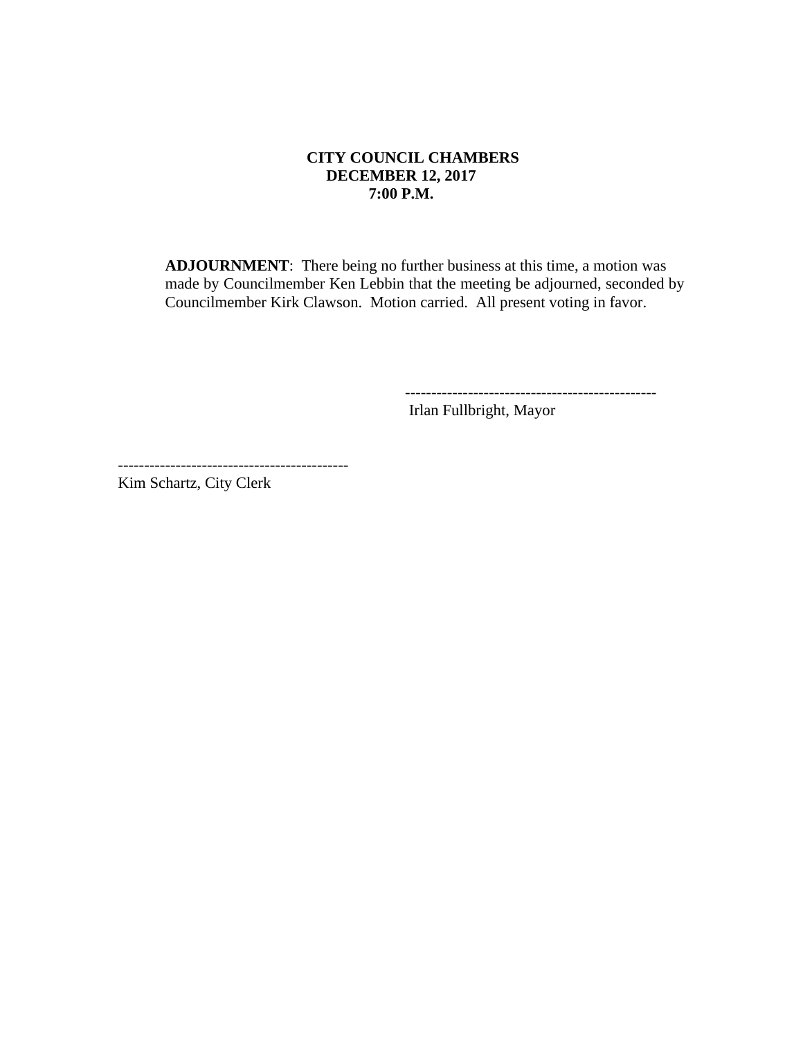**CITY COUNCIL CHAMBERS**
**DECEMBER 12, 2017**
**7:00 P.M.**

**ADJOURNMENT**: There being no further business at this time, a motion was made by Councilmember Ken Lebbin that the meeting be adjourned, seconded by Councilmember Kirk Clawson. Motion carried. All present voting in favor.

------------------------------------------------
Irlan Fullbright, Mayor

--------------------------------------------
Kim Schartz, City Clerk